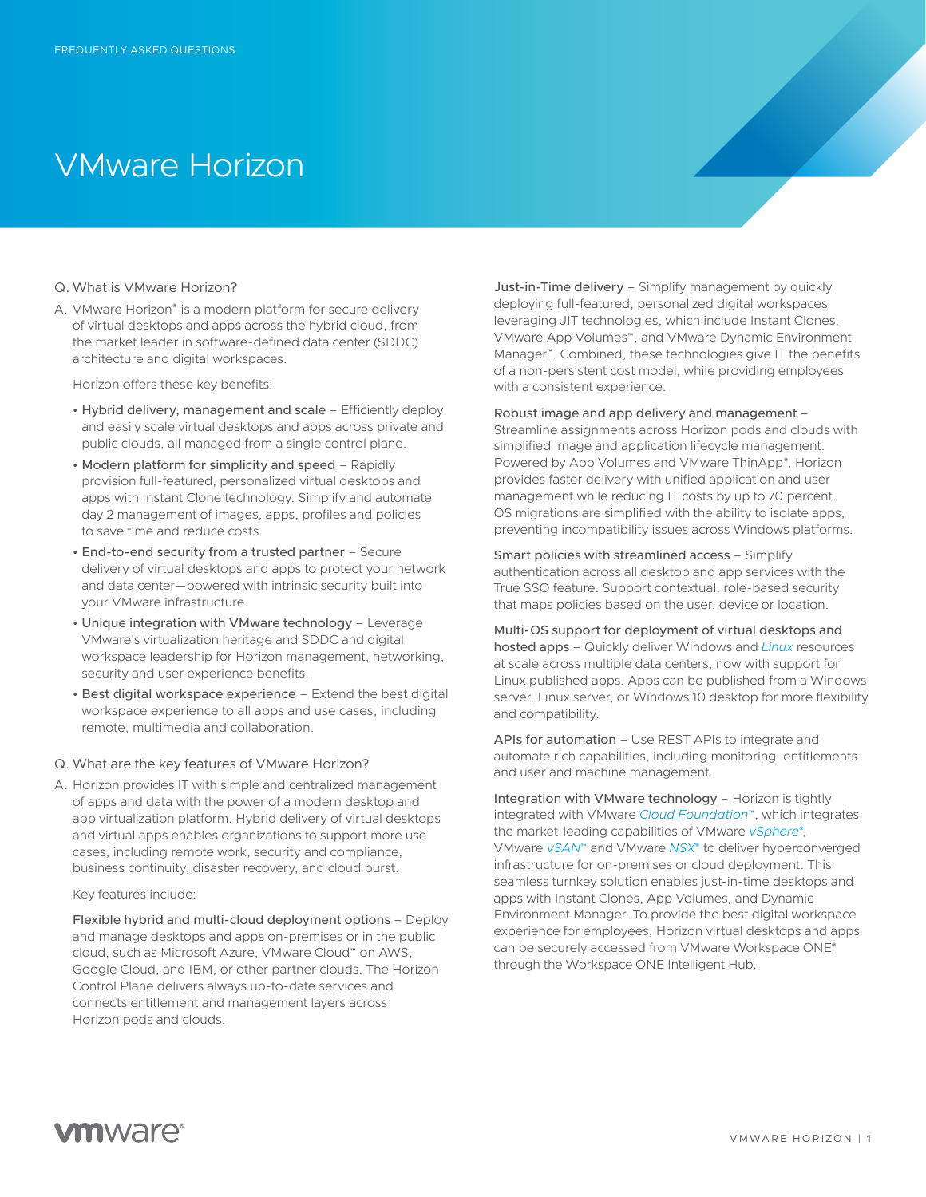FREQUENTLY ASKED QUESTIONS

# VMware Horizon

Q. What is VMware Horizon?

A. VMware Horizon® is a modern platform for secure delivery of virtual desktops and apps across the hybrid cloud, from the market leader in software-defined data center (SDDC) architecture and digital workspaces.

Horizon offers these key benefits:

- Hybrid delivery, management and scale – Efficiently deploy and easily scale virtual desktops and apps across private and public clouds, all managed from a single control plane.
- Modern platform for simplicity and speed – Rapidly provision full-featured, personalized virtual desktops and apps with Instant Clone technology. Simplify and automate day 2 management of images, apps, profiles and policies to save time and reduce costs.
- End-to-end security from a trusted partner – Secure delivery of virtual desktops and apps to protect your network and data center—powered with intrinsic security built into your VMware infrastructure.
- Unique integration with VMware technology – Leverage VMware's virtualization heritage and SDDC and digital workspace leadership for Horizon management, networking, security and user experience benefits.
- Best digital workspace experience – Extend the best digital workspace experience to all apps and use cases, including remote, multimedia and collaboration.

Q. What are the key features of VMware Horizon?

A. Horizon provides IT with simple and centralized management of apps and data with the power of a modern desktop and app virtualization platform. Hybrid delivery of virtual desktops and virtual apps enables organizations to support more use cases, including remote work, security and compliance, business continuity, disaster recovery, and cloud burst.

Key features include:

Flexible hybrid and multi-cloud deployment options – Deploy and manage desktops and apps on-premises or in the public cloud, such as Microsoft Azure, VMware Cloud™ on AWS, Google Cloud, and IBM, or other partner clouds. The Horizon Control Plane delivers always up-to-date services and connects entitlement and management layers across Horizon pods and clouds.

Just-in-Time delivery – Simplify management by quickly deploying full-featured, personalized digital workspaces leveraging JIT technologies, which include Instant Clones, VMware App Volumes™, and VMware Dynamic Environment Manager™. Combined, these technologies give IT the benefits of a non-persistent cost model, while providing employees with a consistent experience.

Robust image and app delivery and management – Streamline assignments across Horizon pods and clouds with simplified image and application lifecycle management. Powered by App Volumes and VMware ThinApp®, Horizon provides faster delivery with unified application and user management while reducing IT costs by up to 70 percent. OS migrations are simplified with the ability to isolate apps, preventing incompatibility issues across Windows platforms.

Smart policies with streamlined access – Simplify authentication across all desktop and app services with the True SSO feature. Support contextual, role-based security that maps policies based on the user, device or location.

Multi-OS support for deployment of virtual desktops and hosted apps – Quickly deliver Windows and Linux resources at scale across multiple data centers, now with support for Linux published apps. Apps can be published from a Windows server, Linux server, or Windows 10 desktop for more flexibility and compatibility.

APIs for automation – Use REST APIs to integrate and automate rich capabilities, including monitoring, entitlements and user and machine management.

Integration with VMware technology – Horizon is tightly integrated with VMware Cloud Foundation™, which integrates the market-leading capabilities of VMware vSphere®, VMware vSAN™ and VMware NSX® to deliver hyperconverged infrastructure for on-premises or cloud deployment. This seamless turnkey solution enables just-in-time desktops and apps with Instant Clones, App Volumes, and Dynamic Environment Manager. To provide the best digital workspace experience for employees, Horizon virtual desktops and apps can be securely accessed from VMware Workspace ONE® through the Workspace ONE Intelligent Hub.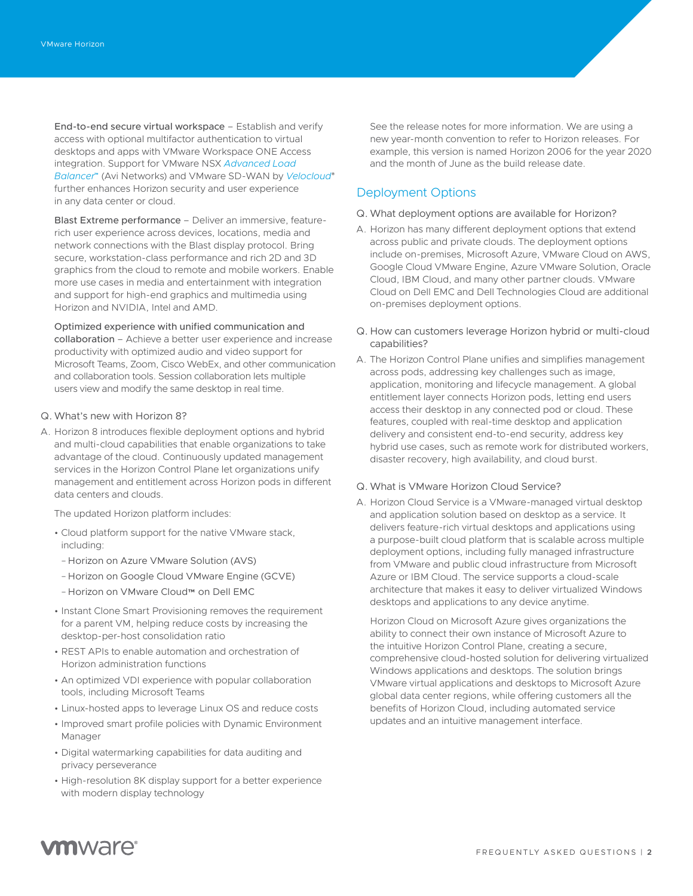**End-to-end secure virtual workspace** – Establish and verify access with optional multifactor authentication to virtual desktops and apps with VMware Workspace ONE Access integration. Support for VMware NSX *Advanced Load Balancer*™ (Avi Networks) and VMware SD-WAN by *Velocloud*® further enhances Horizon security and user experience in any data center or cloud.

**Blast Extreme performance** – Deliver an immersive, feature-rich user experience across devices, locations, media and network connections with the Blast display protocol. Bring secure, workstation-class performance and rich 2D and 3D graphics from the cloud to remote and mobile workers. Enable more use cases in media and entertainment with integration and support for high-end graphics and multimedia using Horizon and NVIDIA, Intel and AMD.

**Optimized experience with unified communication and collaboration** – Achieve a better user experience and increase productivity with optimized audio and video support for Microsoft Teams, Zoom, Cisco WebEx, and other communication and collaboration tools. Session collaboration lets multiple users view and modify the same desktop in real time.

Q. What's new with Horizon 8?

A. Horizon 8 introduces flexible deployment options and hybrid and multi-cloud capabilities that enable organizations to take advantage of the cloud. Continuously updated management services in the Horizon Control Plane let organizations unify management and entitlement across Horizon pods in different data centers and clouds.

The updated Horizon platform includes:

- Cloud platform support for the native VMware stack, including:
  - Horizon on Azure VMware Solution (AVS)
  - Horizon on Google Cloud VMware Engine (GCVE)
  - Horizon on VMware Cloud™ on Dell EMC
- Instant Clone Smart Provisioning removes the requirement for a parent VM, helping reduce costs by increasing the desktop-per-host consolidation ratio
- REST APIs to enable automation and orchestration of Horizon administration functions
- An optimized VDI experience with popular collaboration tools, including Microsoft Teams
- Linux-hosted apps to leverage Linux OS and reduce costs
- Improved smart profile policies with Dynamic Environment Manager
- Digital watermarking capabilities for data auditing and privacy perseverance
- High-resolution 8K display support for a better experience with modern display technology

See the release notes for more information. We are using a new year-month convention to refer to Horizon releases. For example, this version is named Horizon 2006 for the year 2020 and the month of June as the build release date.

## Deployment Options

Q. What deployment options are available for Horizon?

A. Horizon has many different deployment options that extend across public and private clouds. The deployment options include on-premises, Microsoft Azure, VMware Cloud on AWS, Google Cloud VMware Engine, Azure VMware Solution, Oracle Cloud, IBM Cloud, and many other partner clouds. VMware Cloud on Dell EMC and Dell Technologies Cloud are additional on-premises deployment options.

Q. How can customers leverage Horizon hybrid or multi-cloud capabilities?

A. The Horizon Control Plane unifies and simplifies management across pods, addressing key challenges such as image, application, monitoring and lifecycle management. A global entitlement layer connects Horizon pods, letting end users access their desktop in any connected pod or cloud. These features, coupled with real-time desktop and application delivery and consistent end-to-end security, address key hybrid use cases, such as remote work for distributed workers, disaster recovery, high availability, and cloud burst.

Q. What is VMware Horizon Cloud Service?

A. Horizon Cloud Service is a VMware-managed virtual desktop and application solution based on desktop as a service. It delivers feature-rich virtual desktops and applications using a purpose-built cloud platform that is scalable across multiple deployment options, including fully managed infrastructure from VMware and public cloud infrastructure from Microsoft Azure or IBM Cloud. The service supports a cloud-scale architecture that makes it easy to deliver virtualized Windows desktops and applications to any device anytime.

Horizon Cloud on Microsoft Azure gives organizations the ability to connect their own instance of Microsoft Azure to the intuitive Horizon Control Plane, creating a secure, comprehensive cloud-hosted solution for delivering virtualized Windows applications and desktops. The solution brings VMware virtual applications and desktops to Microsoft Azure global data center regions, while offering customers all the benefits of Horizon Cloud, including automated service updates and an intuitive management interface.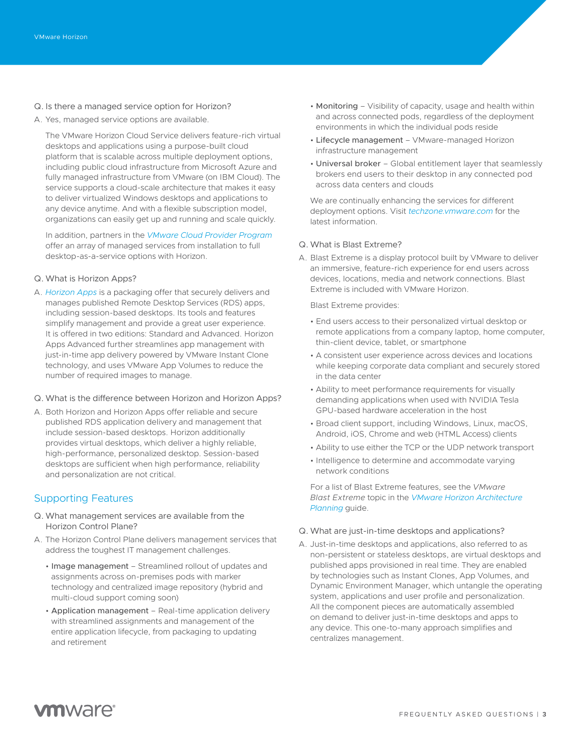Q. Is there a managed service option for Horizon?

A. Yes, managed service options are available.

The VMware Horizon Cloud Service delivers feature-rich virtual desktops and applications using a purpose-built cloud platform that is scalable across multiple deployment options, including public cloud infrastructure from Microsoft Azure and fully managed infrastructure from VMware (on IBM Cloud). The service supports a cloud-scale architecture that makes it easy to deliver virtualized Windows desktops and applications to any device anytime. And with a flexible subscription model, organizations can easily get up and running and scale quickly.

In addition, partners in the *VMware Cloud Provider Program* offer an array of managed services from installation to full desktop-as-a-service options with Horizon.

Q. What is Horizon Apps?

A. *Horizon Apps* is a packaging offer that securely delivers and manages published Remote Desktop Services (RDS) apps, including session-based desktops. Its tools and features simplify management and provide a great user experience. It is offered in two editions: Standard and Advanced. Horizon Apps Advanced further streamlines app management with just-in-time app delivery powered by VMware Instant Clone technology, and uses VMware App Volumes to reduce the number of required images to manage.

Q. What is the difference between Horizon and Horizon Apps?

A. Both Horizon and Horizon Apps offer reliable and secure published RDS application delivery and management that include session-based desktops. Horizon additionally provides virtual desktops, which deliver a highly reliable, high-performance, personalized desktop. Session-based desktops are sufficient when high performance, reliability and personalization are not critical.

## Supporting Features

Q. What management services are available from the Horizon Control Plane?

A. The Horizon Control Plane delivers management services that address the toughest IT management challenges.

- **Image management** – Streamlined rollout of updates and assignments across on-premises pods with marker technology and centralized image repository (hybrid and multi-cloud support coming soon)
- **Application management** – Real-time application delivery with streamlined assignments and management of the entire application lifecycle, from packaging to updating and retirement
- **Monitoring** – Visibility of capacity, usage and health within and across connected pods, regardless of the deployment environments in which the individual pods reside
- **Lifecycle management** – VMware-managed Horizon infrastructure management
- **Universal broker** – Global entitlement layer that seamlessly brokers end users to their desktop in any connected pod across data centers and clouds

We are continually enhancing the services for different deployment options. Visit *techzone.vmware.com* for the latest information.

Q. What is Blast Extreme?

A. Blast Extreme is a display protocol built by VMware to deliver an immersive, feature-rich experience for end users across devices, locations, media and network connections. Blast Extreme is included with VMware Horizon.

Blast Extreme provides:

- End users access to their personalized virtual desktop or remote applications from a company laptop, home computer, thin-client device, tablet, or smartphone
- A consistent user experience across devices and locations while keeping corporate data compliant and securely stored in the data center
- Ability to meet performance requirements for visually demanding applications when used with NVIDIA Tesla GPU-based hardware acceleration in the host
- Broad client support, including Windows, Linux, macOS, Android, iOS, Chrome and web (HTML Access) clients
- Ability to use either the TCP or the UDP network transport
- Intelligence to determine and accommodate varying network conditions

For a list of Blast Extreme features, see the *VMware Blast Extreme* topic in the *VMware Horizon Architecture Planning* guide.

Q. What are just-in-time desktops and applications?

A. Just-in-time desktops and applications, also referred to as non-persistent or stateless desktops, are virtual desktops and published apps provisioned in real time. They are enabled by technologies such as Instant Clones, App Volumes, and Dynamic Environment Manager, which untangle the operating system, applications and user profile and personalization. All the component pieces are automatically assembled on demand to deliver just-in-time desktops and apps to any device. This one-to-many approach simplifies and centralizes management.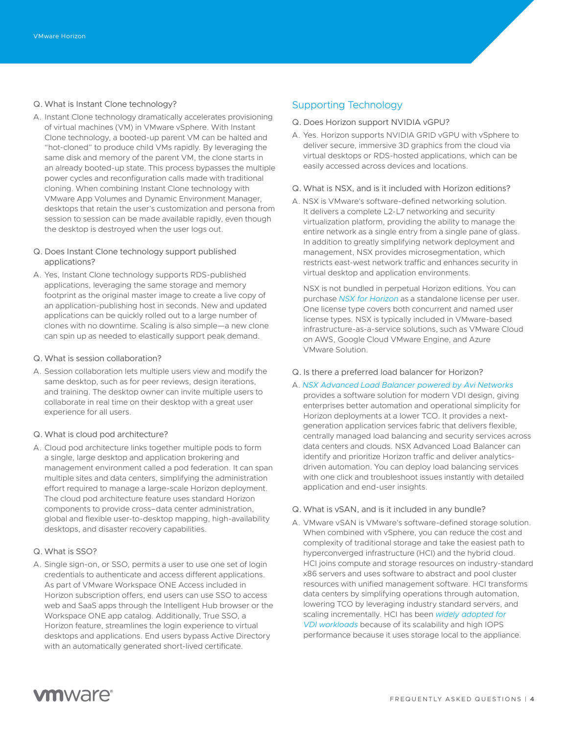Q. What is Instant Clone technology?

A. Instant Clone technology dramatically accelerates provisioning of virtual machines (VM) in VMware vSphere. With Instant Clone technology, a booted-up parent VM can be halted and "hot-cloned" to produce child VMs rapidly. By leveraging the same disk and memory of the parent VM, the clone starts in an already booted-up state. This process bypasses the multiple power cycles and reconfiguration calls made with traditional cloning. When combining Instant Clone technology with VMware App Volumes and Dynamic Environment Manager, desktops that retain the user's customization and persona from session to session can be made available rapidly, even though the desktop is destroyed when the user logs out.

Q. Does Instant Clone technology support published applications?

A. Yes, Instant Clone technology supports RDS-published applications, leveraging the same storage and memory footprint as the original master image to create a live copy of an application-publishing host in seconds. New and updated applications can be quickly rolled out to a large number of clones with no downtime. Scaling is also simple—a new clone can spin up as needed to elastically support peak demand.

Q. What is session collaboration?

A. Session collaboration lets multiple users view and modify the same desktop, such as for peer reviews, design iterations, and training. The desktop owner can invite multiple users to collaborate in real time on their desktop with a great user experience for all users.

Q. What is cloud pod architecture?

A. Cloud pod architecture links together multiple pods to form a single, large desktop and application brokering and management environment called a pod federation. It can span multiple sites and data centers, simplifying the administration effort required to manage a large-scale Horizon deployment. The cloud pod architecture feature uses standard Horizon components to provide cross–data center administration, global and flexible user-to-desktop mapping, high-availability desktops, and disaster recovery capabilities.

Q. What is SSO?

A. Single sign-on, or SSO, permits a user to use one set of login credentials to authenticate and access different applications. As part of VMware Workspace ONE Access included in Horizon subscription offers, end users can use SSO to access web and SaaS apps through the Intelligent Hub browser or the Workspace ONE app catalog. Additionally, True SSO, a Horizon feature, streamlines the login experience to virtual desktops and applications. End users bypass Active Directory with an automatically generated short-lived certificate.

## Supporting Technology

Q. Does Horizon support NVIDIA vGPU?

A. Yes. Horizon supports NVIDIA GRID vGPU with vSphere to deliver secure, immersive 3D graphics from the cloud via virtual desktops or RDS-hosted applications, which can be easily accessed across devices and locations.

Q. What is NSX, and is it included with Horizon editions?

A. NSX is VMware's software-defined networking solution. It delivers a complete L2-L7 networking and security virtualization platform, providing the ability to manage the entire network as a single entry from a single pane of glass. In addition to greatly simplifying network deployment and management, NSX provides microsegmentation, which restricts east-west network traffic and enhances security in virtual desktop and application environments.

NSX is not bundled in perpetual Horizon editions. You can purchase *NSX for Horizon* as a standalone license per user. One license type covers both concurrent and named user license types. NSX is typically included in VMware-based infrastructure-as-a-service solutions, such as VMware Cloud on AWS, Google Cloud VMware Engine, and Azure VMware Solution.

Q. Is there a preferred load balancer for Horizon?

A. *NSX Advanced Load Balancer powered by Avi Networks* provides a software solution for modern VDI design, giving enterprises better automation and operational simplicity for Horizon deployments at a lower TCO. It provides a next-generation application services fabric that delivers flexible, centrally managed load balancing and security services across data centers and clouds. NSX Advanced Load Balancer can identify and prioritize Horizon traffic and deliver analytics-driven automation. You can deploy load balancing services with one click and troubleshoot issues instantly with detailed application and end-user insights.

Q. What is vSAN, and is it included in any bundle?

A. VMware vSAN is VMware's software-defined storage solution. When combined with vSphere, you can reduce the cost and complexity of traditional storage and take the easiest path to hyperconverged infrastructure (HCI) and the hybrid cloud. HCI joins compute and storage resources on industry-standard x86 servers and uses software to abstract and pool cluster resources with unified management software. HCI transforms data centers by simplifying operations through automation, lowering TCO by leveraging industry standard servers, and scaling incrementally. HCI has been *widely adopted for VDI workloads* because of its scalability and high IOPS performance because it uses storage local to the appliance.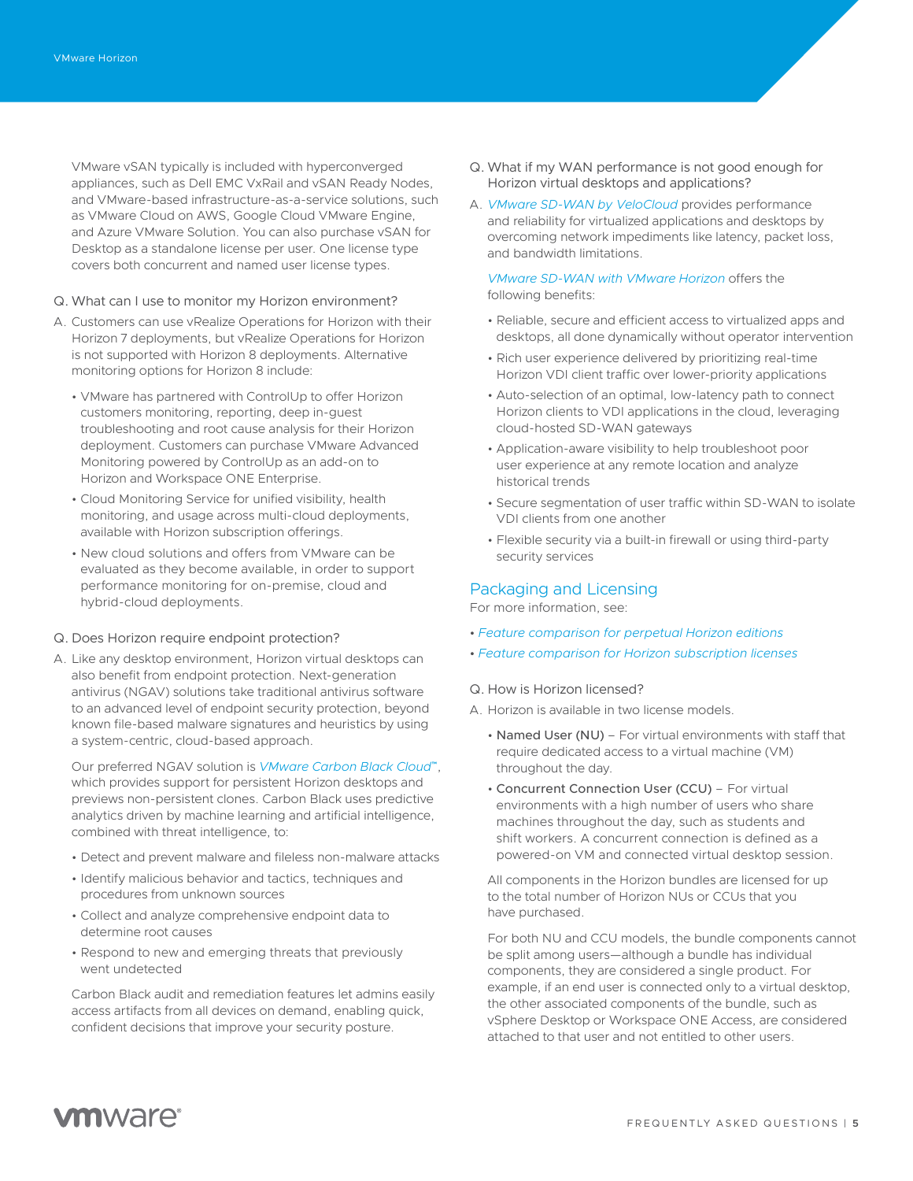VMware vSAN typically is included with hyperconverged appliances, such as Dell EMC VxRail and vSAN Ready Nodes, and VMware-based infrastructure-as-a-service solutions, such as VMware Cloud on AWS, Google Cloud VMware Engine, and Azure VMware Solution. You can also purchase vSAN for Desktop as a standalone license per user. One license type covers both concurrent and named user license types.

Q. What can I use to monitor my Horizon environment?

A. Customers can use vRealize Operations for Horizon with their Horizon 7 deployments, but vRealize Operations for Horizon is not supported with Horizon 8 deployments. Alternative monitoring options for Horizon 8 include:

- VMware has partnered with ControlUp to offer Horizon customers monitoring, reporting, deep in-guest troubleshooting and root cause analysis for their Horizon deployment. Customers can purchase VMware Advanced Monitoring powered by ControlUp as an add-on to Horizon and Workspace ONE Enterprise.
- Cloud Monitoring Service for unified visibility, health monitoring, and usage across multi-cloud deployments, available with Horizon subscription offerings.
- New cloud solutions and offers from VMware can be evaluated as they become available, in order to support performance monitoring for on-premise, cloud and hybrid-cloud deployments.

Q. Does Horizon require endpoint protection?

A. Like any desktop environment, Horizon virtual desktops can also benefit from endpoint protection. Next-generation antivirus (NGAV) solutions take traditional antivirus software to an advanced level of endpoint security protection, beyond known file-based malware signatures and heuristics by using a system-centric, cloud-based approach.

Our preferred NGAV solution is *VMware Carbon Black Cloud™*, which provides support for persistent Horizon desktops and previews non-persistent clones. Carbon Black uses predictive analytics driven by machine learning and artificial intelligence, combined with threat intelligence, to:

- Detect and prevent malware and fileless non-malware attacks
- Identify malicious behavior and tactics, techniques and procedures from unknown sources
- Collect and analyze comprehensive endpoint data to determine root causes
- Respond to new and emerging threats that previously went undetected

Carbon Black audit and remediation features let admins easily access artifacts from all devices on demand, enabling quick, confident decisions that improve your security posture.

Q. What if my WAN performance is not good enough for Horizon virtual desktops and applications?

A. *VMware SD-WAN by VeloCloud* provides performance and reliability for virtualized applications and desktops by overcoming network impediments like latency, packet loss, and bandwidth limitations.

*VMware SD-WAN with VMware Horizon* offers the following benefits:

- Reliable, secure and efficient access to virtualized apps and desktops, all done dynamically without operator intervention
- Rich user experience delivered by prioritizing real-time Horizon VDI client traffic over lower-priority applications
- Auto-selection of an optimal, low-latency path to connect Horizon clients to VDI applications in the cloud, leveraging cloud-hosted SD-WAN gateways
- Application-aware visibility to help troubleshoot poor user experience at any remote location and analyze historical trends
- Secure segmentation of user traffic within SD-WAN to isolate VDI clients from one another
- Flexible security via a built-in firewall or using third-party security services

## Packaging and Licensing

For more information, see:

- *Feature comparison for perpetual Horizon editions*
- *Feature comparison for Horizon subscription licenses*

Q. How is Horizon licensed?

A. Horizon is available in two license models.

- Named User (NU) – For virtual environments with staff that require dedicated access to a virtual machine (VM) throughout the day.
- Concurrent Connection User (CCU) – For virtual environments with a high number of users who share machines throughout the day, such as students and shift workers. A concurrent connection is defined as a powered-on VM and connected virtual desktop session.

All components in the Horizon bundles are licensed for up to the total number of Horizon NUs or CCUs that you have purchased.

For both NU and CCU models, the bundle components cannot be split among users—although a bundle has individual components, they are considered a single product. For example, if an end user is connected only to a virtual desktop, the other associated components of the bundle, such as vSphere Desktop or Workspace ONE Access, are considered attached to that user and not entitled to other users.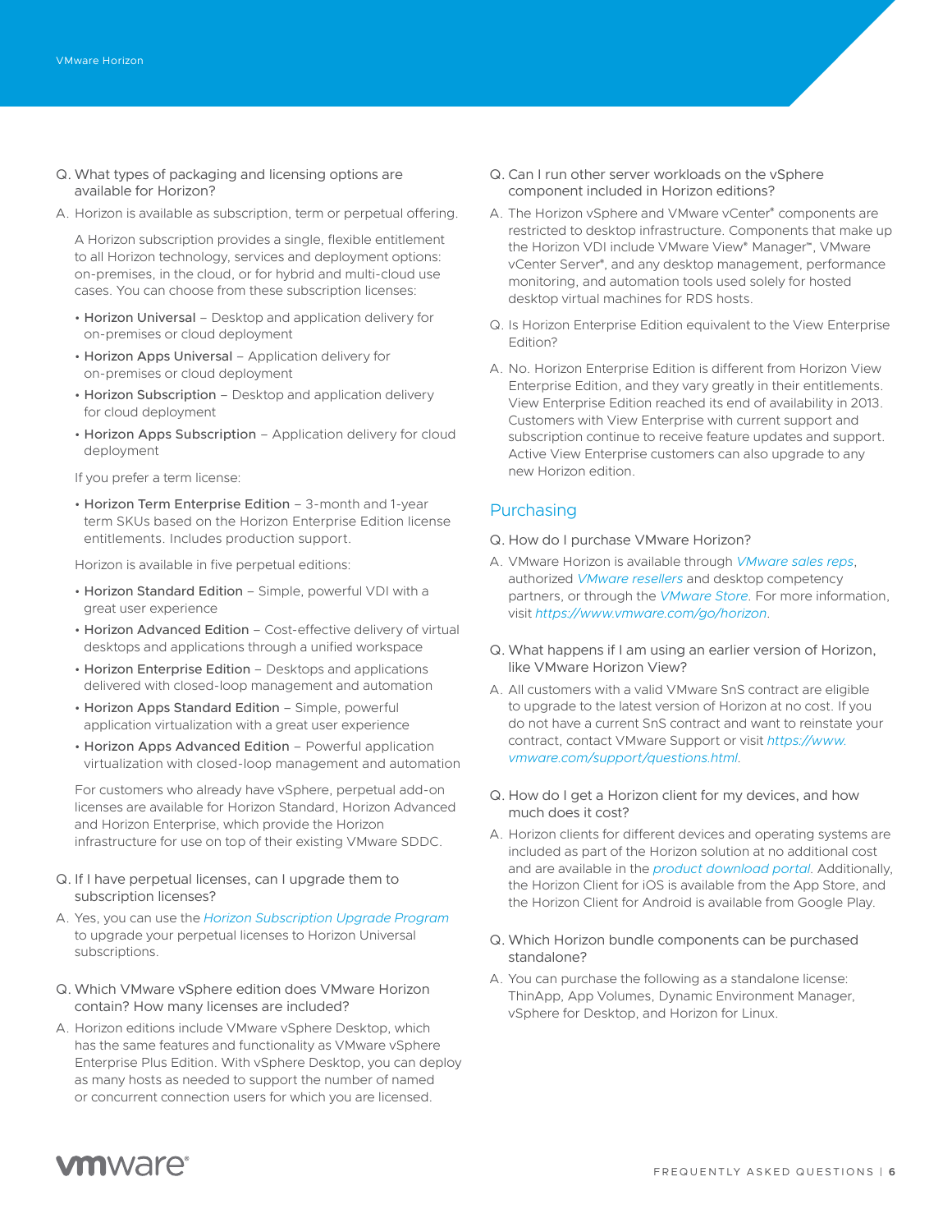Q. What types of packaging and licensing options are available for Horizon?

A. Horizon is available as subscription, term or perpetual offering.

A Horizon subscription provides a single, flexible entitlement to all Horizon technology, services and deployment options: on-premises, in the cloud, or for hybrid and multi-cloud use cases. You can choose from these subscription licenses:

- Horizon Universal – Desktop and application delivery for on-premises or cloud deployment
- Horizon Apps Universal – Application delivery for on-premises or cloud deployment
- Horizon Subscription – Desktop and application delivery for cloud deployment
- Horizon Apps Subscription – Application delivery for cloud deployment

If you prefer a term license:

- Horizon Term Enterprise Edition – 3-month and 1-year term SKUs based on the Horizon Enterprise Edition license entitlements. Includes production support.

Horizon is available in five perpetual editions:

- Horizon Standard Edition – Simple, powerful VDI with a great user experience
- Horizon Advanced Edition – Cost-effective delivery of virtual desktops and applications through a unified workspace
- Horizon Enterprise Edition – Desktops and applications delivered with closed-loop management and automation
- Horizon Apps Standard Edition – Simple, powerful application virtualization with a great user experience
- Horizon Apps Advanced Edition – Powerful application virtualization with closed-loop management and automation

For customers who already have vSphere, perpetual add-on licenses are available for Horizon Standard, Horizon Advanced and Horizon Enterprise, which provide the Horizon infrastructure for use on top of their existing VMware SDDC.

Q. If I have perpetual licenses, can I upgrade them to subscription licenses?

A. Yes, you can use the *Horizon Subscription Upgrade Program* to upgrade your perpetual licenses to Horizon Universal subscriptions.

Q. Which VMware vSphere edition does VMware Horizon contain? How many licenses are included?

A. Horizon editions include VMware vSphere Desktop, which has the same features and functionality as VMware vSphere Enterprise Plus Edition. With vSphere Desktop, you can deploy as many hosts as needed to support the number of named or concurrent connection users for which you are licensed.

Q. Can I run other server workloads on the vSphere component included in Horizon editions?

A. The Horizon vSphere and VMware vCenter® components are restricted to desktop infrastructure. Components that make up the Horizon VDI include VMware View® Manager™, VMware vCenter Server®, and any desktop management, performance monitoring, and automation tools used solely for hosted desktop virtual machines for RDS hosts.

Q. Is Horizon Enterprise Edition equivalent to the View Enterprise Edition?

A. No. Horizon Enterprise Edition is different from Horizon View Enterprise Edition, and they vary greatly in their entitlements. View Enterprise Edition reached its end of availability in 2013. Customers with View Enterprise with current support and subscription continue to receive feature updates and support. Active View Enterprise customers can also upgrade to any new Horizon edition.

## Purchasing

Q. How do I purchase VMware Horizon?

A. VMware Horizon is available through *VMware sales reps*, authorized *VMware resellers* and desktop competency partners, or through the *VMware Store*. For more information, visit *https://www.vmware.com/go/horizon*.

Q. What happens if I am using an earlier version of Horizon, like VMware Horizon View?

A. All customers with a valid VMware SnS contract are eligible to upgrade to the latest version of Horizon at no cost. If you do not have a current SnS contract and want to reinstate your contract, contact VMware Support or visit *https://www.vmware.com/support/questions.html*.

Q. How do I get a Horizon client for my devices, and how much does it cost?

A. Horizon clients for different devices and operating systems are included as part of the Horizon solution at no additional cost and are available in the *product download portal*. Additionally, the Horizon Client for iOS is available from the App Store, and the Horizon Client for Android is available from Google Play.

Q. Which Horizon bundle components can be purchased standalone?

A. You can purchase the following as a standalone license: ThinApp, App Volumes, Dynamic Environment Manager, vSphere for Desktop, and Horizon for Linux.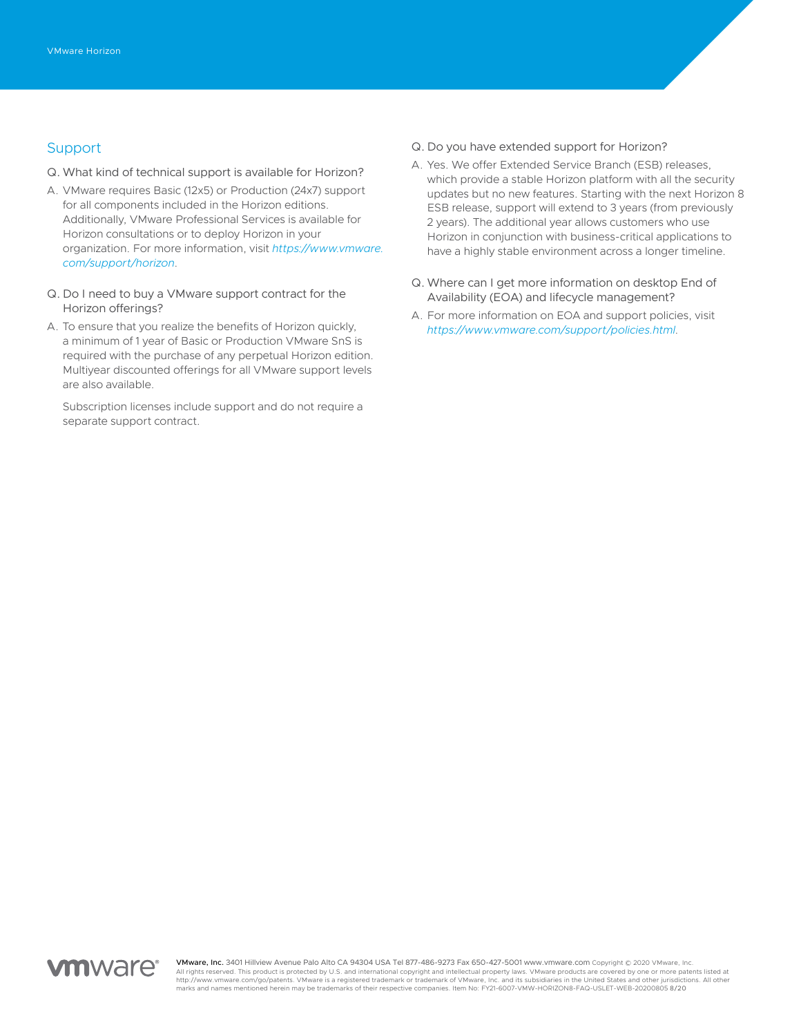## Support

Q. What kind of technical support is available for Horizon?

A. VMware requires Basic (12x5) or Production (24x7) support for all components included in the Horizon editions. Additionally, VMware Professional Services is available for Horizon consultations or to deploy Horizon in your organization. For more information, visit *https://www.vmware.com/support/horizon*.

Q. Do I need to buy a VMware support contract for the Horizon offerings?

A. To ensure that you realize the benefits of Horizon quickly, a minimum of 1 year of Basic or Production VMware SnS is required with the purchase of any perpetual Horizon edition. Multiyear discounted offerings for all VMware support levels are also available.

Subscription licenses include support and do not require a separate support contract.

Q. Do you have extended support for Horizon?

A. Yes. We offer Extended Service Branch (ESB) releases, which provide a stable Horizon platform with all the security updates but no new features. Starting with the next Horizon 8 ESB release, support will extend to 3 years (from previously 2 years). The additional year allows customers who use Horizon in conjunction with business-critical applications to have a highly stable environment across a longer timeline.

Q. Where can I get more information on desktop End of Availability (EOA) and lifecycle management?

A. For more information on EOA and support policies, visit *https://www.vmware.com/support/policies.html*.

**VMware, Inc.** 3401 Hillview Avenue Palo Alto CA 94304 USA Tel 877-486-9273 Fax 650-427-5001 www.vmware.com Copyright © 2020 VMware, Inc. All rights reserved. This product is protected by U.S. and international copyright and intellectual property laws. VMware products are covered by one or more patents listed at http://www.vmware.com/go/patents. VMware is a registered trademark or trademark of VMware, Inc. and its subsidiaries in the United States and other jurisdictions. All other marks and names mentioned herein may be trademarks of their respective companies. Item No: FY21-6007-VMW-HORIZON8-FAQ-USLET-WEB-20200805 8/20